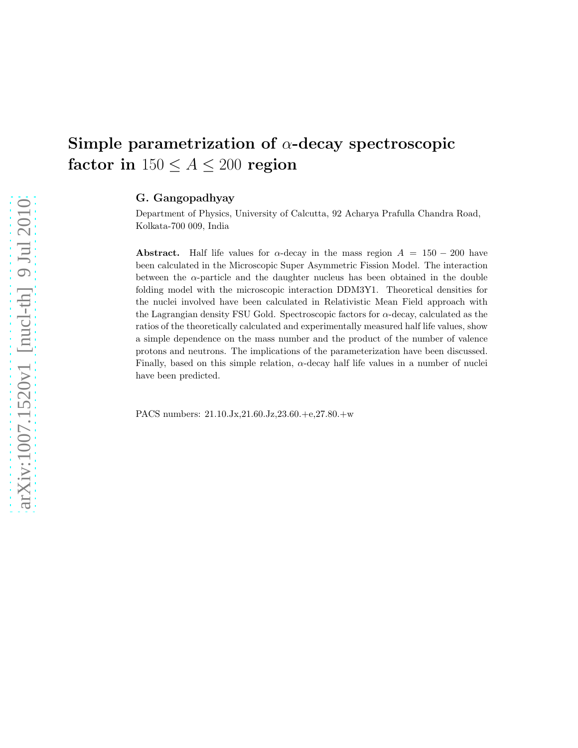# Simple parametrization of $\alpha$-decay spectroscopic factor in $150 \leq A \leq 200$ region

**G. Gangopadhyay**

Department of Physics, University of Calcutta, 92 Acharya Prafulla Chandra Road, Kolkata-700 009, India

**Abstract.** Half life values for $\alpha$-decay in the mass region $A = 150 - 200$ have been calculated in the Microscopic Super Asymmetric Fission Model. The interaction between the $\alpha$-particle and the daughter nucleus has been obtained in the double folding model with the microscopic interaction DDM3Y1. Theoretical densities for the nuclei involved have been calculated in Relativistic Mean Field approach with the Lagrangian density FSU Gold. Spectroscopic factors for $\alpha$-decay, calculated as the ratios of the theoretically calculated and experimentally measured half life values, show a simple dependence on the mass number and the product of the number of valence protons and neutrons. The implications of the parameterization have been discussed. Finally, based on this simple relation, $\alpha$-decay half life values in a number of nuclei have been predicted.

PACS numbers: 21.10.Jx,21.60.Jz,23.60.+e,27.80.+w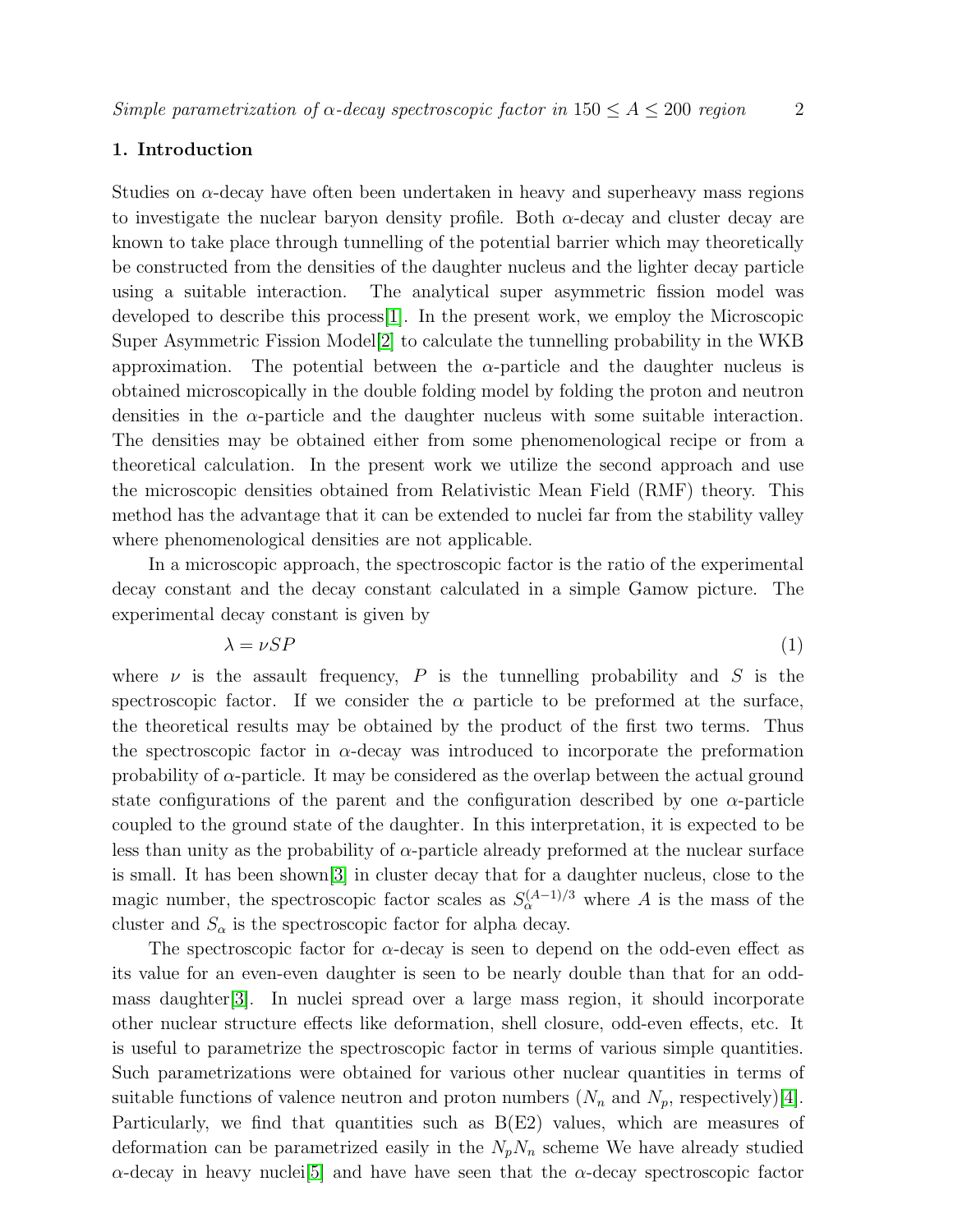## 1. Introduction

Studies on $\alpha$-decay have often been undertaken in heavy and superheavy mass regions to investigate the nuclear baryon density profile. Both $\alpha$-decay and cluster decay are known to take place through tunnelling of the potential barrier which may theoretically be constructed from the densities of the daughter nucleus and the lighter decay particle using a suitable interaction. The analytical super asymmetric fission model was developed to describe this process[1]. In the present work, we employ the Microscopic Super Asymmetric Fission Model[2] to calculate the tunnelling probability in the WKB approximation. The potential between the $\alpha$-particle and the daughter nucleus is obtained microscopically in the double folding model by folding the proton and neutron densities in the $\alpha$-particle and the daughter nucleus with some suitable interaction. The densities may be obtained either from some phenomenological recipe or from a theoretical calculation. In the present work we utilize the second approach and use the microscopic densities obtained from Relativistic Mean Field (RMF) theory. This method has the advantage that it can be extended to nuclei far from the stability valley where phenomenological densities are not applicable.

In a microscopic approach, the spectroscopic factor is the ratio of the experimental decay constant and the decay constant calculated in a simple Gamow picture. The experimental decay constant is given by

$$\lambda = \nu S P \tag{1}$$

where $\nu$ is the assault frequency, $P$ is the tunnelling probability and $S$ is the spectroscopic factor. If we consider the $\alpha$ particle to be preformed at the surface, the theoretical results may be obtained by the product of the first two terms. Thus the spectroscopic factor in $\alpha$-decay was introduced to incorporate the preformation probability of $\alpha$-particle. It may be considered as the overlap between the actual ground state configurations of the parent and the configuration described by one $\alpha$-particle coupled to the ground state of the daughter. In this interpretation, it is expected to be less than unity as the probability of $\alpha$-particle already preformed at the nuclear surface is small. It has been shown[3] in cluster decay that for a daughter nucleus, close to the magic number, the spectroscopic factor scales as $S_\alpha^{(A-1)/3}$ where $A$ is the mass of the cluster and $S_\alpha$ is the spectroscopic factor for alpha decay.

The spectroscopic factor for $\alpha$-decay is seen to depend on the odd-even effect as its value for an even-even daughter is seen to be nearly double than that for an odd-mass daughter[3]. In nuclei spread over a large mass region, it should incorporate other nuclear structure effects like deformation, shell closure, odd-even effects, etc. It is useful to parametrize the spectroscopic factor in terms of various simple quantities. Such parametrizations were obtained for various other nuclear quantities in terms of suitable functions of valence neutron and proton numbers ($N_n$ and $N_p$, respectively)[4]. Particularly, we find that quantities such as B(E2) values, which are measures of deformation can be parametrized easily in the $N_pN_n$ scheme We have already studied $\alpha$-decay in heavy nuclei[5] and have have seen that the $\alpha$-decay spectroscopic factor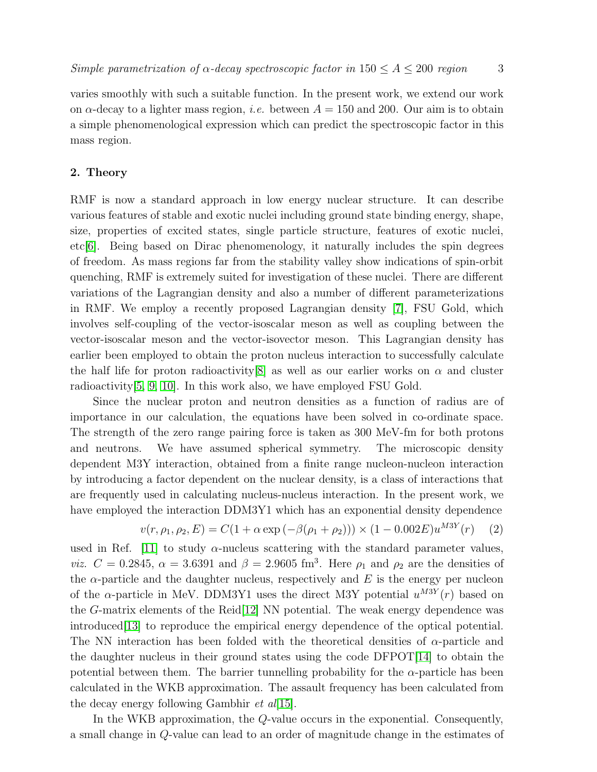varies smoothly with such a suitable function. In the present work, we extend our work on $\alpha$-decay to a lighter mass region, *i.e.* between $A = 150$ and 200. Our aim is to obtain a simple phenomenological expression which can predict the spectroscopic factor in this mass region.

## 2. Theory

RMF is now a standard approach in low energy nuclear structure. It can describe various features of stable and exotic nuclei including ground state binding energy, shape, size, properties of excited states, single particle structure, features of exotic nuclei, etc[6]. Being based on Dirac phenomenology, it naturally includes the spin degrees of freedom. As mass regions far from the stability valley show indications of spin-orbit quenching, RMF is extremely suited for investigation of these nuclei. There are different variations of the Lagrangian density and also a number of different parameterizations in RMF. We employ a recently proposed Lagrangian density [7], FSU Gold, which involves self-coupling of the vector-isoscalar meson as well as coupling between the vector-isoscalar meson and the vector-isovector meson. This Lagrangian density has earlier been employed to obtain the proton nucleus interaction to successfully calculate the half life for proton radioactivity[8] as well as our earlier works on $\alpha$ and cluster radioactivity[5, 9, 10]. In this work also, we have employed FSU Gold.

Since the nuclear proton and neutron densities as a function of radius are of importance in our calculation, the equations have been solved in co-ordinate space. The strength of the zero range pairing force is taken as 300 MeV-fm for both protons and neutrons. We have assumed spherical symmetry. The microscopic density dependent M3Y interaction, obtained from a finite range nucleon-nucleon interaction by introducing a factor dependent on the nuclear density, is a class of interactions that are frequently used in calculating nucleus-nucleus interaction. In the present work, we have employed the interaction DDM3Y1 which has an exponential density dependence

$$v(r, \rho_1, \rho_2, E) = C(1 + \alpha \exp(-\beta(\rho_1 + \rho_2))) \times (1 - 0.002E) u^{M3Y}(r) \quad (2)$$

used in Ref. [11] to study $\alpha$-nucleus scattering with the standard parameter values, *viz.* $C = 0.2845$, $\alpha = 3.6391$ and $\beta = 2.9605$ fm$^3$. Here $\rho_1$ and $\rho_2$ are the densities of the $\alpha$-particle and the daughter nucleus, respectively and $E$ is the energy per nucleon of the $\alpha$-particle in MeV. DDM3Y1 uses the direct M3Y potential $u^{M3Y}(r)$ based on the $G$-matrix elements of the Reid[12] NN potential. The weak energy dependence was introduced[13] to reproduce the empirical energy dependence of the optical potential. The NN interaction has been folded with the theoretical densities of $\alpha$-particle and the daughter nucleus in their ground states using the code DFPOT[14] to obtain the potential between them. The barrier tunnelling probability for the $\alpha$-particle has been calculated in the WKB approximation. The assault frequency has been calculated from the decay energy following Gambhir *et al*[15].

In the WKB approximation, the $Q$-value occurs in the exponential. Consequently, a small change in $Q$-value can lead to an order of magnitude change in the estimates of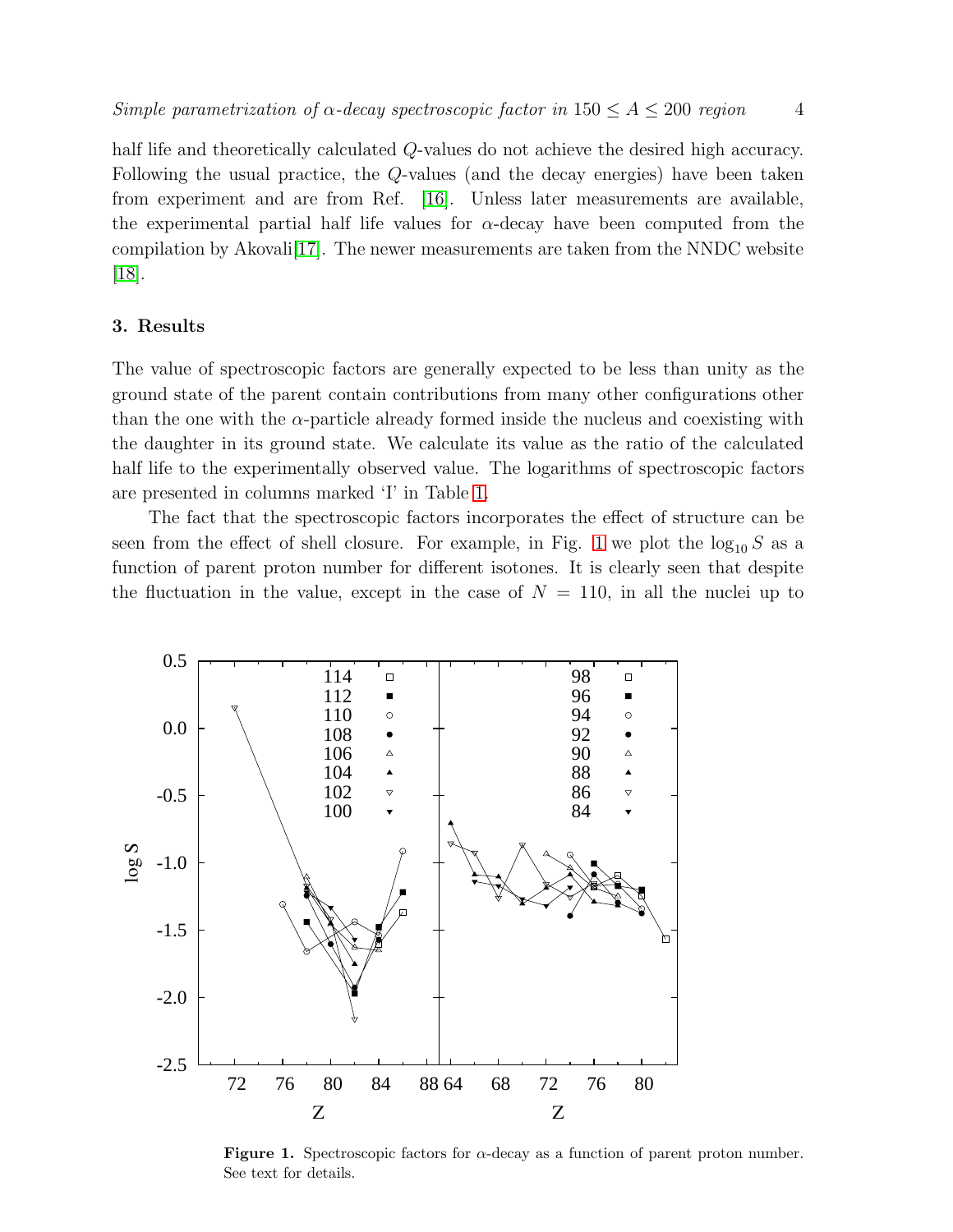half life and theoretically calculated $Q$-values do not achieve the desired high accuracy. Following the usual practice, the $Q$-values (and the decay energies) have been taken from experiment and are from Ref. [16]. Unless later measurements are available, the experimental partial half life values for $\alpha$-decay have been computed from the compilation by Akovali[17]. The newer measurements are taken from the NNDC website [18].

## 3. Results

The value of spectroscopic factors are generally expected to be less than unity as the ground state of the parent contain contributions from many other configurations other than the one with the $\alpha$-particle already formed inside the nucleus and coexisting with the daughter in its ground state. We calculate its value as the ratio of the calculated half life to the experimentally observed value. The logarithms of spectroscopic factors are presented in columns marked 'I' in Table 1.

The fact that the spectroscopic factors incorporates the effect of structure can be seen from the effect of shell closure. For example, in Fig. 1 we plot the $\log_{10} S$ as a function of parent proton number for different isotones. It is clearly seen that despite the fluctuation in the value, except in the case of $N = 110$, in all the nuclei up to

**Figure 1.** Spectroscopic factors for $\alpha$-decay as a function of parent proton number. See text for details.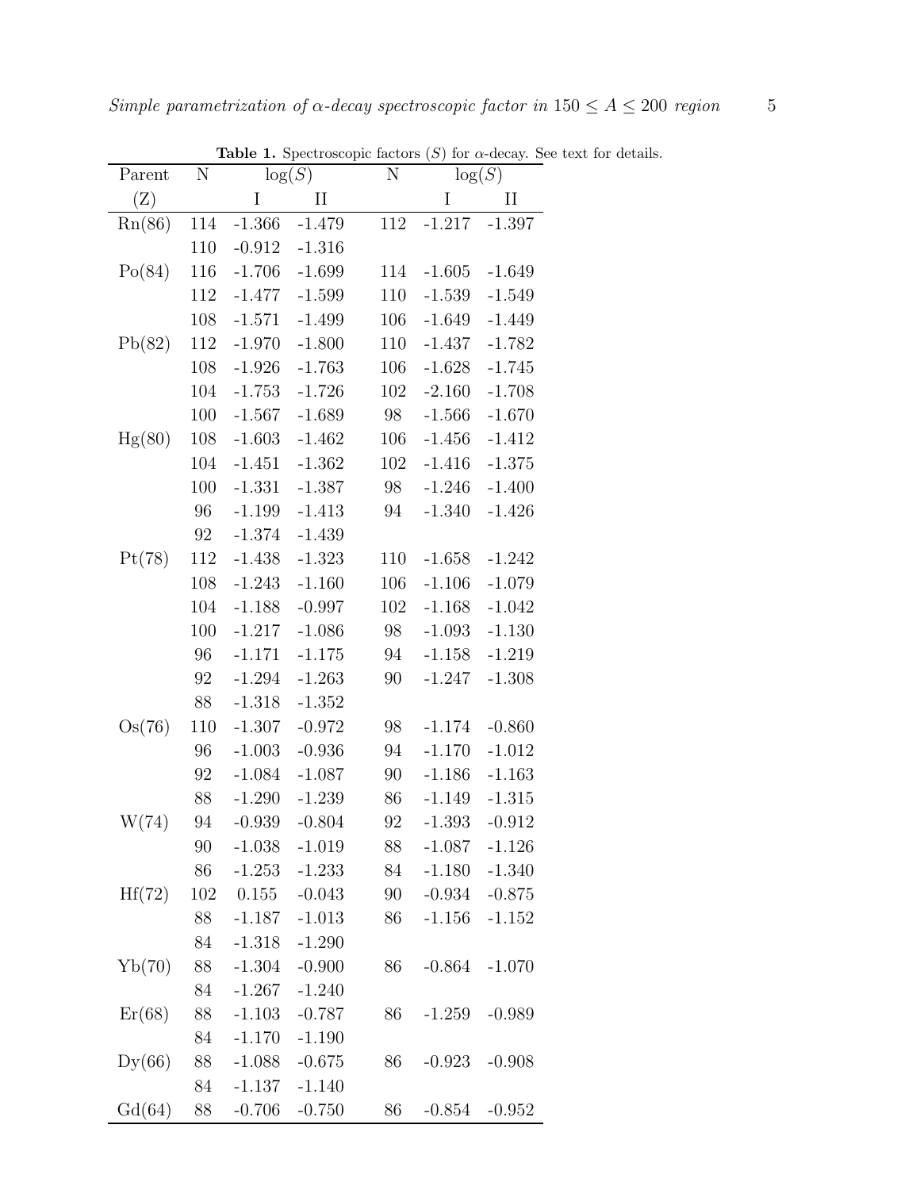**Table 1.** Spectroscopic factors ($S$) for $\alpha$-decay. See text for details.

| Parent | N | $\log(S)$ | | N | $\log(S)$ | |
|---|---|---|---|---|---|---|
| (Z) | | I | II | | I | II |
| Rn(86) | 114 | -1.366 | -1.479 | 112 | -1.217 | -1.397 |
| | 110 | -0.912 | -1.316 | | | |
| Po(84) | 116 | -1.706 | -1.699 | 114 | -1.605 | -1.649 |
| | 112 | -1.477 | -1.599 | 110 | -1.539 | -1.549 |
| | 108 | -1.571 | -1.499 | 106 | -1.649 | -1.449 |
| Pb(82) | 112 | -1.970 | -1.800 | 110 | -1.437 | -1.782 |
| | 108 | -1.926 | -1.763 | 106 | -1.628 | -1.745 |
| | 104 | -1.753 | -1.726 | 102 | -2.160 | -1.708 |
| | 100 | -1.567 | -1.689 | 98 | -1.566 | -1.670 |
| Hg(80) | 108 | -1.603 | -1.462 | 106 | -1.456 | -1.412 |
| | 104 | -1.451 | -1.362 | 102 | -1.416 | -1.375 |
| | 100 | -1.331 | -1.387 | 98 | -1.246 | -1.400 |
| | 96 | -1.199 | -1.413 | 94 | -1.340 | -1.426 |
| | 92 | -1.374 | -1.439 | | | |
| Pt(78) | 112 | -1.438 | -1.323 | 110 | -1.658 | -1.242 |
| | 108 | -1.243 | -1.160 | 106 | -1.106 | -1.079 |
| | 104 | -1.188 | -0.997 | 102 | -1.168 | -1.042 |
| | 100 | -1.217 | -1.086 | 98 | -1.093 | -1.130 |
| | 96 | -1.171 | -1.175 | 94 | -1.158 | -1.219 |
| | 92 | -1.294 | -1.263 | 90 | -1.247 | -1.308 |
| | 88 | -1.318 | -1.352 | | | |
| Os(76) | 110 | -1.307 | -0.972 | 98 | -1.174 | -0.860 |
| | 96 | -1.003 | -0.936 | 94 | -1.170 | -1.012 |
| | 92 | -1.084 | -1.087 | 90 | -1.186 | -1.163 |
| | 88 | -1.290 | -1.239 | 86 | -1.149 | -1.315 |
| W(74) | 94 | -0.939 | -0.804 | 92 | -1.393 | -0.912 |
| | 90 | -1.038 | -1.019 | 88 | -1.087 | -1.126 |
| | 86 | -1.253 | -1.233 | 84 | -1.180 | -1.340 |
| Hf(72) | 102 | 0.155 | -0.043 | 90 | -0.934 | -0.875 |
| | 88 | -1.187 | -1.013 | 86 | -1.156 | -1.152 |
| | 84 | -1.318 | -1.290 | | | |
| Yb(70) | 88 | -1.304 | -0.900 | 86 | -0.864 | -1.070 |
| | 84 | -1.267 | -1.240 | | | |
| Er(68) | 88 | -1.103 | -0.787 | 86 | -1.259 | -0.989 |
| | 84 | -1.170 | -1.190 | | | |
| Dy(66) | 88 | -1.088 | -0.675 | 86 | -0.923 | -0.908 |
| | 84 | -1.137 | -1.140 | | | |
| Gd(64) | 88 | -0.706 | -0.750 | 86 | -0.854 | -0.952 |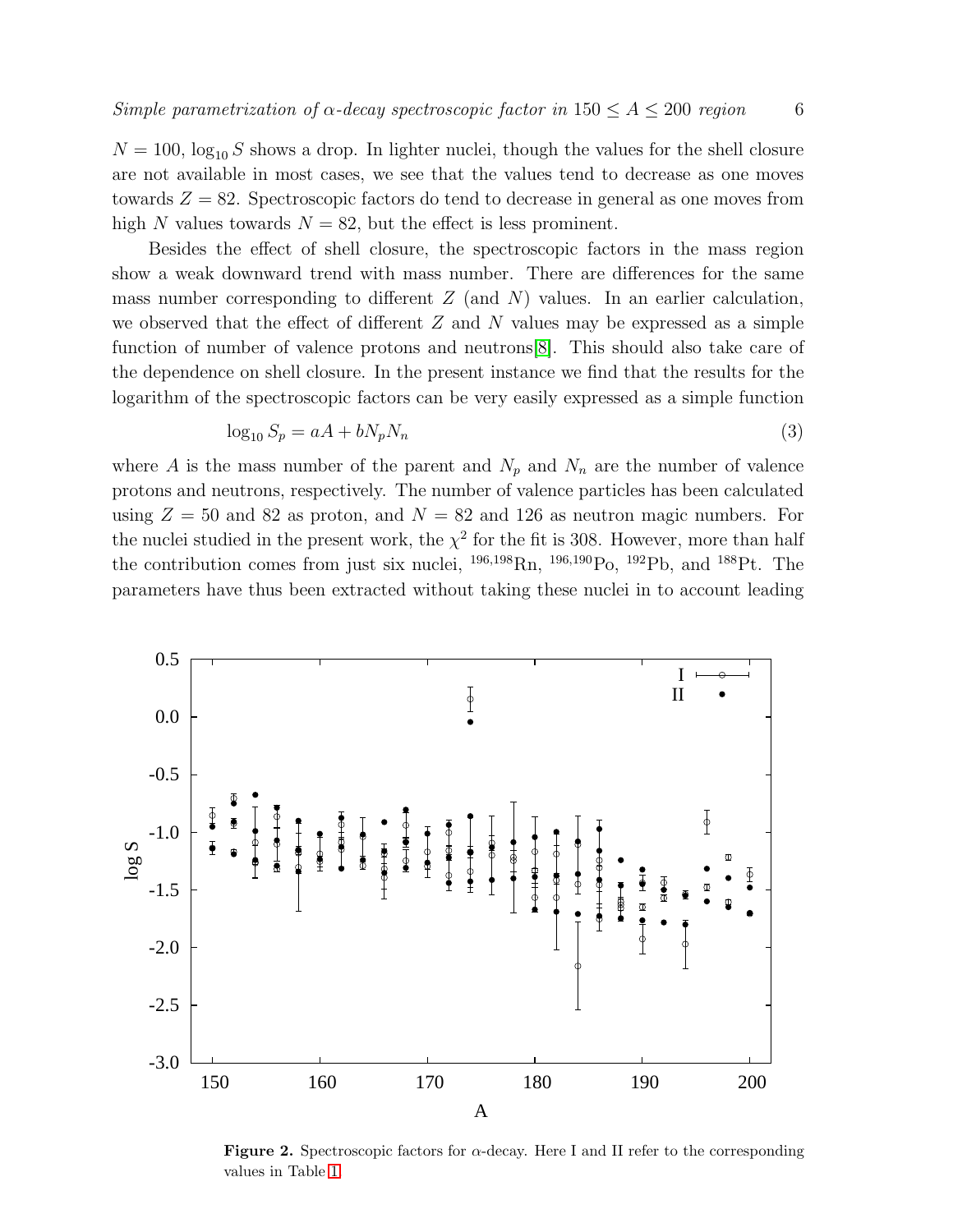$N = 100$, $\log_{10} S$ shows a drop. In lighter nuclei, though the values for the shell closure are not available in most cases, we see that the values tend to decrease as one moves towards $Z = 82$. Spectroscopic factors do tend to decrease in general as one moves from high $N$ values towards $N = 82$, but the effect is less prominent.

Besides the effect of shell closure, the spectroscopic factors in the mass region show a weak downward trend with mass number. There are differences for the same mass number corresponding to different $Z$ (and $N$) values. In an earlier calculation, we observed that the effect of different $Z$ and $N$ values may be expressed as a simple function of number of valence protons and neutrons[8]. This should also take care of the dependence on shell closure. In the present instance we find that the results for the logarithm of the spectroscopic factors can be very easily expressed as a simple function

$$\log_{10} S_p = aA + bN_pN_n \tag{3}$$

where $A$ is the mass number of the parent and $N_p$ and $N_n$ are the number of valence protons and neutrons, respectively. The number of valence particles has been calculated using $Z = 50$ and 82 as proton, and $N = 82$ and 126 as neutron magic numbers. For the nuclei studied in the present work, the $\chi^2$ for the fit is 308. However, more than half the contribution comes from just six nuclei, $^{196,198}$Rn, $^{196,190}$Po, $^{192}$Pb, and $^{188}$Pt. The parameters have thus been extracted without taking these nuclei in to account leading

**Figure 2.** Spectroscopic factors for $\alpha$-decay. Here I and II refer to the corresponding values in Table 1.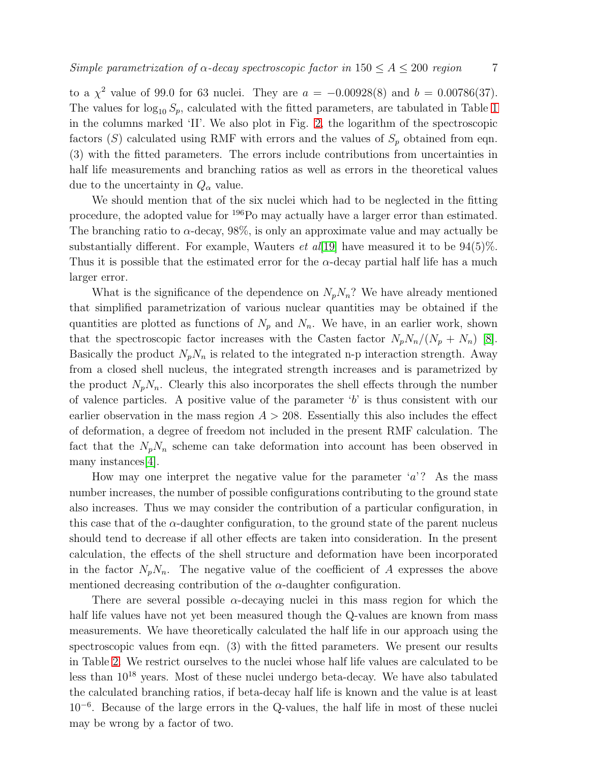to a $\chi^2$ value of 99.0 for 63 nuclei. They are $a = -0.00928(8)$ and $b = 0.00786(37)$. The values for $\log_{10} S_p$, calculated with the fitted parameters, are tabulated in Table 1 in the columns marked 'II'. We also plot in Fig. 2, the logarithm of the spectroscopic factors ($S$) calculated using RMF with errors and the values of $S_p$ obtained from eqn. (3) with the fitted parameters. The errors include contributions from uncertainties in half life measurements and branching ratios as well as errors in the theoretical values due to the uncertainty in $Q_\alpha$ value.

We should mention that of the six nuclei which had to be neglected in the fitting procedure, the adopted value for $^{196}$Po may actually have a larger error than estimated. The branching ratio to $\alpha$-decay, 98%, is only an approximate value and may actually be substantially different. For example, Wauters *et al*[19] have measured it to be 94(5)%. Thus it is possible that the estimated error for the $\alpha$-decay partial half life has a much larger error.

What is the significance of the dependence on $N_pN_n$? We have already mentioned that simplified parametrization of various nuclear quantities may be obtained if the quantities are plotted as functions of $N_p$ and $N_n$. We have, in an earlier work, shown that the spectroscopic factor increases with the Casten factor $N_pN_n/(N_p + N_n)$ [8]. Basically the product $N_pN_n$ is related to the integrated n-p interaction strength. Away from a closed shell nucleus, the integrated strength increases and is parametrized by the product $N_pN_n$. Clearly this also incorporates the shell effects through the number of valence particles. A positive value of the parameter '$b$' is thus consistent with our earlier observation in the mass region $A > 208$. Essentially this also includes the effect of deformation, a degree of freedom not included in the present RMF calculation. The fact that the $N_pN_n$ scheme can take deformation into account has been observed in many instances[4].

How may one interpret the negative value for the parameter '$a$'? As the mass number increases, the number of possible configurations contributing to the ground state also increases. Thus we may consider the contribution of a particular configuration, in this case that of the $\alpha$-daughter configuration, to the ground state of the parent nucleus should tend to decrease if all other effects are taken into consideration. In the present calculation, the effects of the shell structure and deformation have been incorporated in the factor $N_pN_n$. The negative value of the coefficient of $A$ expresses the above mentioned decreasing contribution of the $\alpha$-daughter configuration.

There are several possible $\alpha$-decaying nuclei in this mass region for which the half life values have not yet been measured though the Q-values are known from mass measurements. We have theoretically calculated the half life in our approach using the spectroscopic values from eqn. (3) with the fitted parameters. We present our results in Table 2. We restrict ourselves to the nuclei whose half life values are calculated to be less than $10^{18}$ years. Most of these nuclei undergo beta-decay. We have also tabulated the calculated branching ratios, if beta-decay half life is known and the value is at least $10^{-6}$. Because of the large errors in the Q-values, the half life in most of these nuclei may be wrong by a factor of two.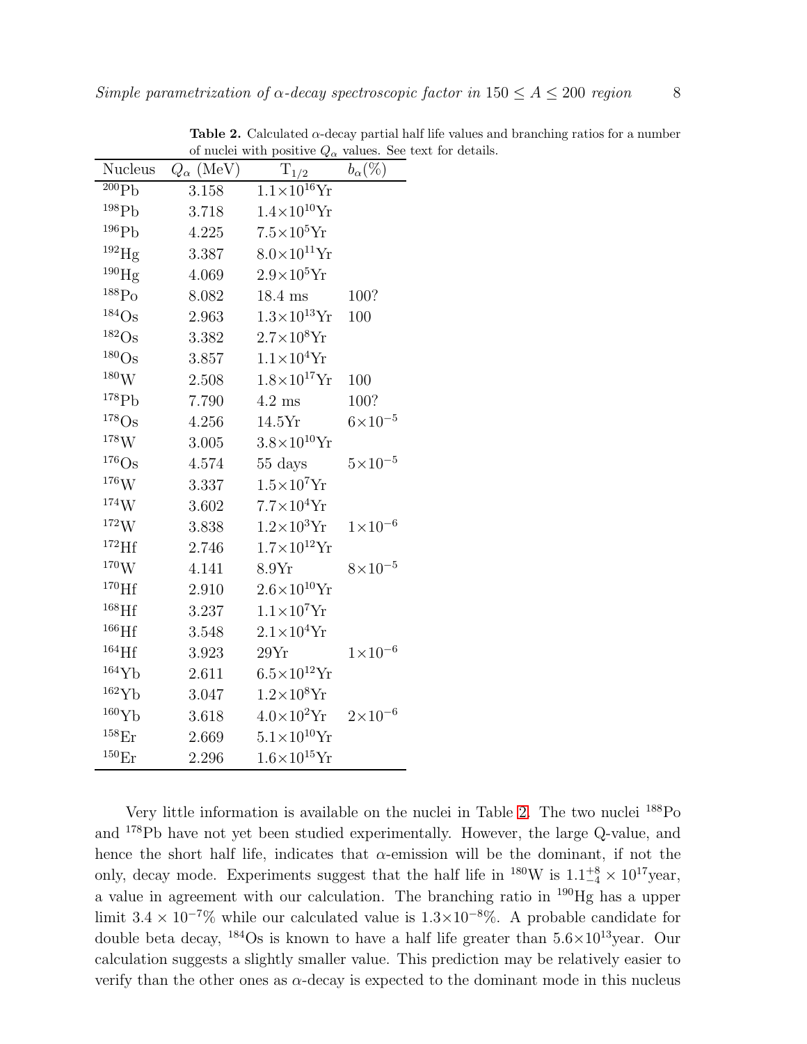**Table 2.** Calculated $\alpha$-decay partial half life values and branching ratios for a number of nuclei with positive $Q_\alpha$ values. See text for details.

| Nucleus | $Q_\alpha$ (MeV) | $T_{1/2}$ | $b_\alpha$(%) |
|---|---|---|---|
| $^{200}$Pb | 3.158 | $1.1\times10^{16}$Yr | |
| $^{198}$Pb | 3.718 | $1.4\times10^{10}$Yr | |
| $^{196}$Pb | 4.225 | $7.5\times10^{5}$Yr | |
| $^{192}$Hg | 3.387 | $8.0\times10^{11}$Yr | |
| $^{190}$Hg | 4.069 | $2.9\times10^{5}$Yr | |
| $^{188}$Po | 8.082 | 18.4 ms | 100? |
| $^{184}$Os | 2.963 | $1.3\times10^{13}$Yr | 100 |
| $^{182}$Os | 3.382 | $2.7\times10^{8}$Yr | |
| $^{180}$Os | 3.857 | $1.1\times10^{4}$Yr | |
| $^{180}$W | 2.508 | $1.8\times10^{17}$Yr | 100 |
| $^{178}$Pb | 7.790 | 4.2 ms | 100? |
| $^{178}$Os | 4.256 | 14.5Yr | $6\times10^{-5}$ |
| $^{178}$W | 3.005 | $3.8\times10^{10}$Yr | |
| $^{176}$Os | 4.574 | 55 days | $5\times10^{-5}$ |
| $^{176}$W | 3.337 | $1.5\times10^{7}$Yr | |
| $^{174}$W | 3.602 | $7.7\times10^{4}$Yr | |
| $^{172}$W | 3.838 | $1.2\times10^{3}$Yr | $1\times10^{-6}$ |
| $^{172}$Hf | 2.746 | $1.7\times10^{12}$Yr | |
| $^{170}$W | 4.141 | 8.9Yr | $8\times10^{-5}$ |
| $^{170}$Hf | 2.910 | $2.6\times10^{10}$Yr | |
| $^{168}$Hf | 3.237 | $1.1\times10^{7}$Yr | |
| $^{166}$Hf | 3.548 | $2.1\times10^{4}$Yr | |
| $^{164}$Hf | 3.923 | 29Yr | $1\times10^{-6}$ |
| $^{164}$Yb | 2.611 | $6.5\times10^{12}$Yr | |
| $^{162}$Yb | 3.047 | $1.2\times10^{8}$Yr | |
| $^{160}$Yb | 3.618 | $4.0\times10^{2}$Yr | $2\times10^{-6}$ |
| $^{158}$Er | 2.669 | $5.1\times10^{10}$Yr | |
| $^{150}$Er | 2.296 | $1.6\times10^{15}$Yr | |

Very little information is available on the nuclei in Table 2. The two nuclei $^{188}$Po and $^{178}$Pb have not yet been studied experimentally. However, the large Q-value, and hence the short half life, indicates that $\alpha$-emission will be the dominant, if not the only, decay mode. Experiments suggest that the half life in $^{180}$W is $1.1^{+8}_{-4}\times10^{17}$year, a value in agreement with our calculation. The branching ratio in $^{190}$Hg has a upper limit $3.4\times10^{-7}$% while our calculated value is $1.3\times10^{-8}$%. A probable candidate for double beta decay, $^{184}$Os is known to have a half life greater than $5.6\times10^{13}$year. Our calculation suggests a slightly smaller value. This prediction may be relatively easier to verify than the other ones as $\alpha$-decay is expected to the dominant mode in this nucleus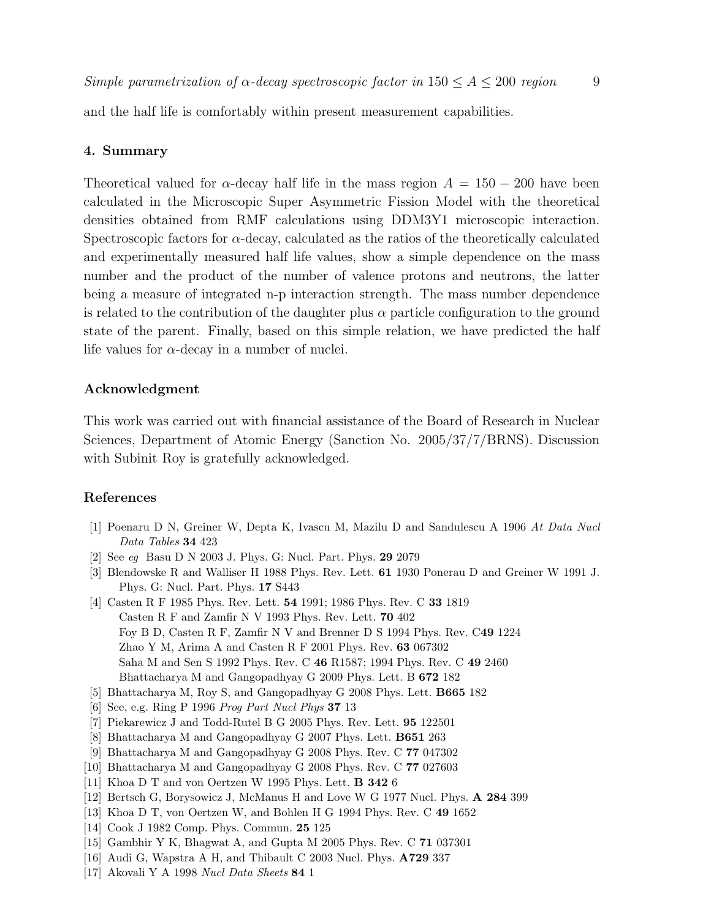and the half life is comfortably within present measurement capabilities.

## 4. Summary

Theoretical valued for $\alpha$-decay half life in the mass region $A = 150 - 200$ have been calculated in the Microscopic Super Asymmetric Fission Model with the theoretical densities obtained from RMF calculations using DDM3Y1 microscopic interaction. Spectroscopic factors for $\alpha$-decay, calculated as the ratios of the theoretically calculated and experimentally measured half life values, show a simple dependence on the mass number and the product of the number of valence protons and neutrons, the latter being a measure of integrated n-p interaction strength. The mass number dependence is related to the contribution of the daughter plus $\alpha$ particle configuration to the ground state of the parent. Finally, based on this simple relation, we have predicted the half life values for $\alpha$-decay in a number of nuclei.

## Acknowledgment

This work was carried out with financial assistance of the Board of Research in Nuclear Sciences, Department of Atomic Energy (Sanction No. 2005/37/7/BRNS). Discussion with Subinit Roy is gratefully acknowledged.

## References

[1] Poenaru D N, Greiner W, Depta K, Ivascu M, Mazilu D and Sandulescu A 1906 *At Data Nucl Data Tables* **34** 423

[2] See *eg* Basu D N 2003 J. Phys. G: Nucl. Part. Phys. **29** 2079

[3] Blendowske R and Walliser H 1988 Phys. Rev. Lett. **61** 1930 Ponerau D and Greiner W 1991 J. Phys. G: Nucl. Part. Phys. **17** S443

[4] Casten R F 1985 Phys. Rev. Lett. **54** 1991; 1986 Phys. Rev. C **33** 1819
Casten R F and Zamfir N V 1993 Phys. Rev. Lett. **70** 402
Foy B D, Casten R F, Zamfir N V and Brenner D S 1994 Phys. Rev. C**49** 1224
Zhao Y M, Arima A and Casten R F 2001 Phys. Rev. **63** 067302
Saha M and Sen S 1992 Phys. Rev. C **46** R1587; 1994 Phys. Rev. C **49** 2460
Bhattacharya M and Gangopadhyay G 2009 Phys. Lett. B **672** 182

[5] Bhattacharya M, Roy S, and Gangopadhyay G 2008 Phys. Lett. **B665** 182

[6] See, e.g. Ring P 1996 *Prog Part Nucl Phys* **37** 13

[7] Piekarewicz J and Todd-Rutel B G 2005 Phys. Rev. Lett. **95** 122501

[8] Bhattacharya M and Gangopadhyay G 2007 Phys. Lett. **B651** 263

[9] Bhattacharya M and Gangopadhyay G 2008 Phys. Rev. C **77** 047302

[10] Bhattacharya M and Gangopadhyay G 2008 Phys. Rev. C **77** 027603

[11] Khoa D T and von Oertzen W 1995 Phys. Lett. **B 342** 6

[12] Bertsch G, Borysowicz J, McManus H and Love W G 1977 Nucl. Phys. **A 284** 399

[13] Khoa D T, von Oertzen W, and Bohlen H G 1994 Phys. Rev. C **49** 1652

[14] Cook J 1982 Comp. Phys. Commun. **25** 125

[15] Gambhir Y K, Bhagwat A, and Gupta M 2005 Phys. Rev. C **71** 037301

[16] Audi G, Wapstra A H, and Thibault C 2003 Nucl. Phys. **A729** 337

[17] Akovali Y A 1998 *Nucl Data Sheets* **84** 1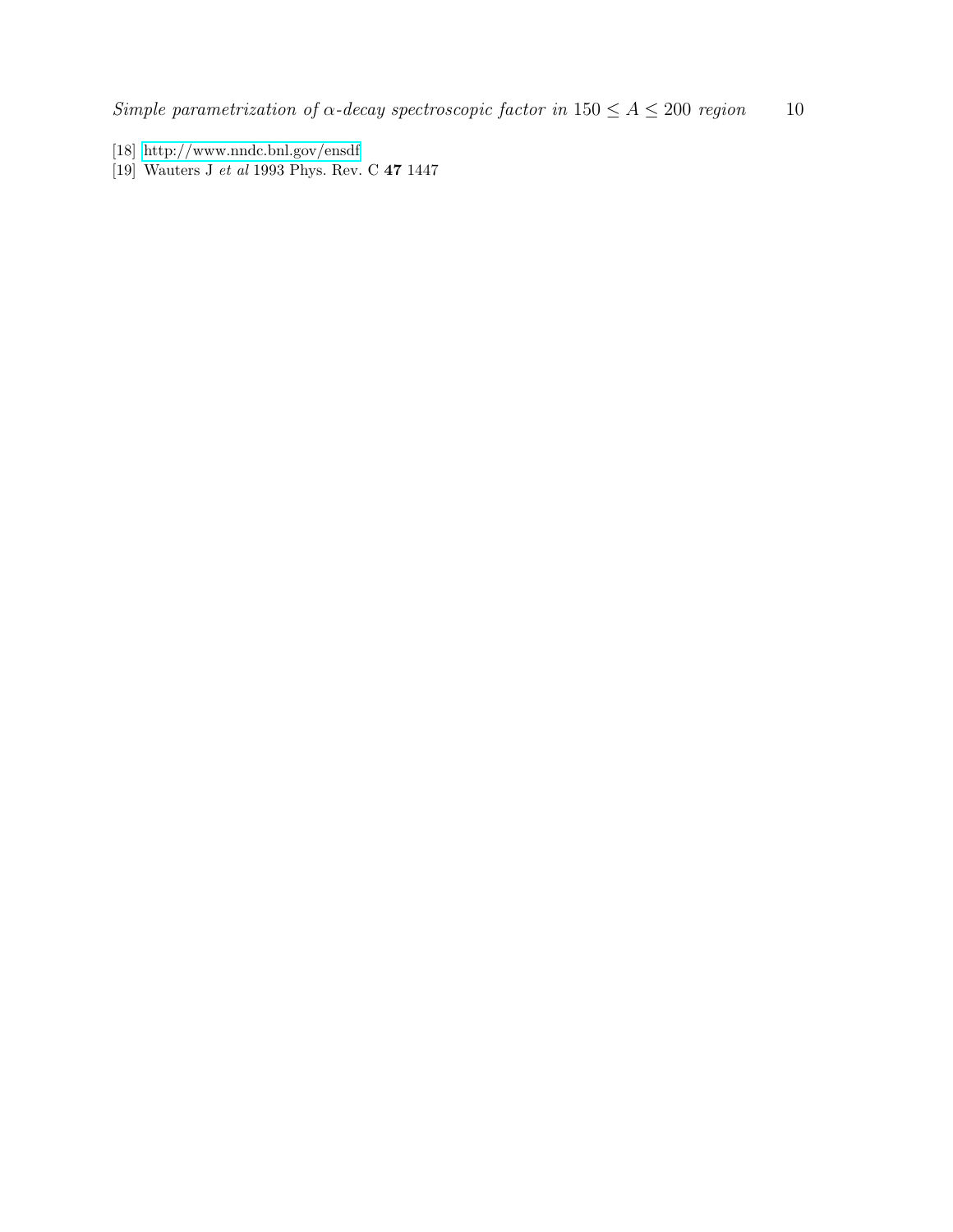[18] http://www.nndc.bnl.gov/ensdf

[19] Wauters J *et al* 1993 Phys. Rev. C **47** 1447